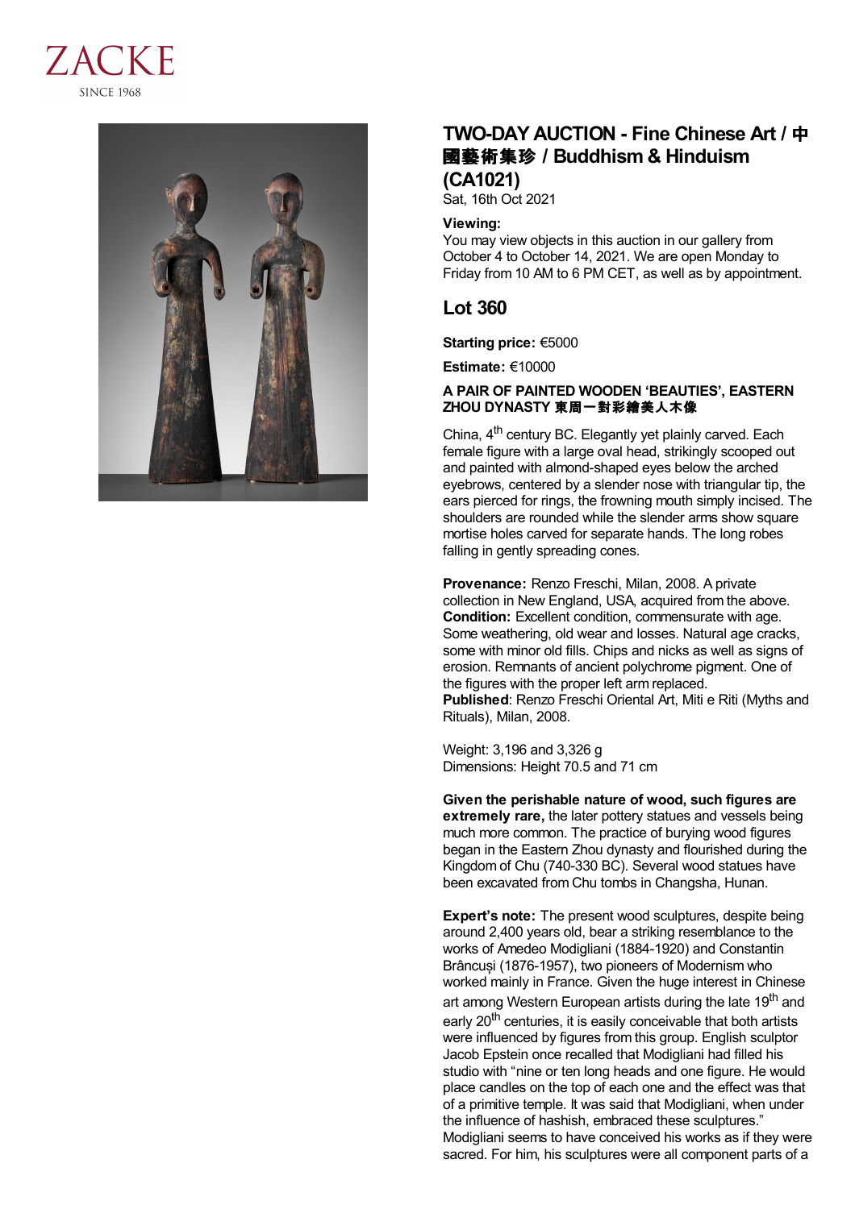ZACKE

SINCE 1968

# TWO-DAY AUCTION - Fine Chinese Art / 中國藝術集珍 / Buddhism & Hinduism (CA1021)

Sat, 16th Oct 2021

**Viewing:**

You may view objects in this auction in our gallery from October 4 to October 14, 2021. We are open Monday to Friday from 10 AM to 6 PM CET, as well as by appointment.

## Lot 360

**Starting price:** €5000

**Estimate:** €10000

**A PAIR OF PAINTED WOODEN 'BEAUTIES', EASTERN ZHOU DYNASTY 東周一對彩繪美人木像**

China, 4th century BC. Elegantly yet plainly carved. Each female figure with a large oval head, strikingly scooped out and painted with almond-shaped eyes below the arched eyebrows, centered by a slender nose with triangular tip, the ears pierced for rings, the frowning mouth simply incised. The shoulders are rounded while the slender arms show square mortise holes carved for separate hands. The long robes falling in gently spreading cones.

**Provenance:** Renzo Freschi, Milan, 2008. A private collection in New England, USA, acquired from the above.
**Condition:** Excellent condition, commensurate with age. Some weathering, old wear and losses. Natural age cracks, some with minor old fills. Chips and nicks as well as signs of erosion. Remnants of ancient polychrome pigment. One of the figures with the proper left arm replaced.
**Published**: Renzo Freschi Oriental Art, Miti e Riti (Myths and Rituals), Milan, 2008.

Weight: 3,196 and 3,326 g
Dimensions: Height 70.5 and 71 cm

**Given the perishable nature of wood, such figures are extremely rare,** the later pottery statues and vessels being much more common. The practice of burying wood figures began in the Eastern Zhou dynasty and flourished during the Kingdom of Chu (740-330 BC). Several wood statues have been excavated from Chu tombs in Changsha, Hunan.

**Expert's note:** The present wood sculptures, despite being around 2,400 years old, bear a striking resemblance to the works of Amedeo Modigliani (1884-1920) and Constantin Brâncuși (1876-1957), two pioneers of Modernism who worked mainly in France. Given the huge interest in Chinese art among Western European artists during the late 19th and early 20th centuries, it is easily conceivable that both artists were influenced by figures from this group. English sculptor Jacob Epstein once recalled that Modigliani had filled his studio with "nine or ten long heads and one figure. He would place candles on the top of each one and the effect was that of a primitive temple. It was said that Modigliani, when under the influence of hashish, embraced these sculptures." Modigliani seems to have conceived his works as if they were sacred. For him, his sculptures were all component parts of a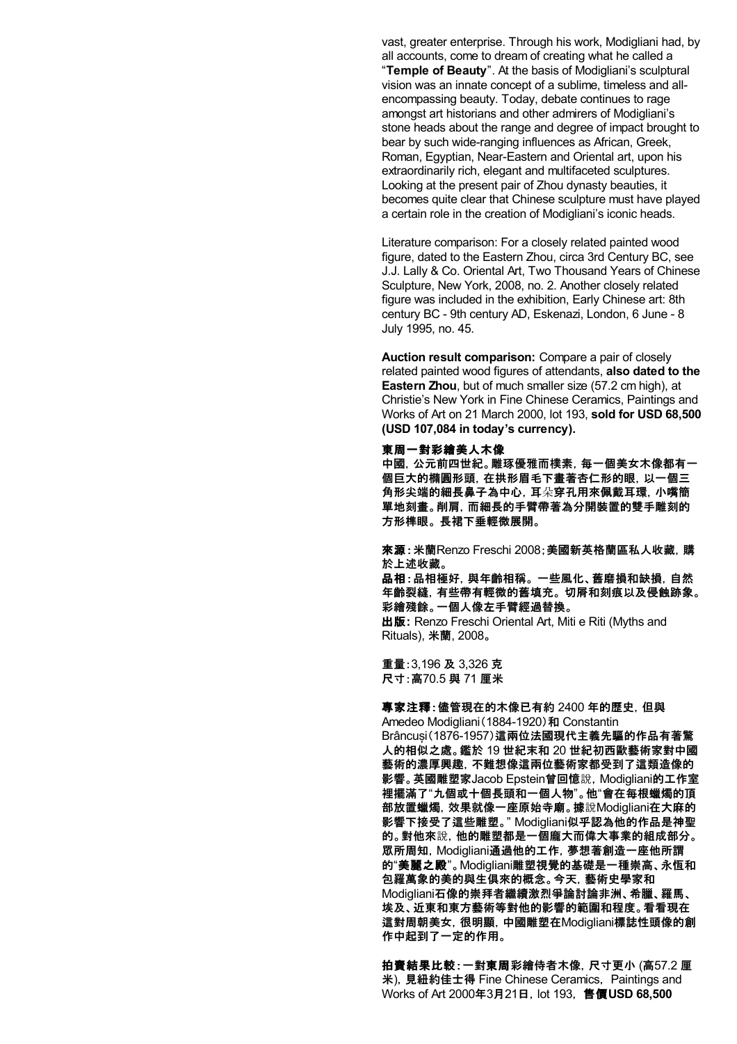vast, greater enterprise. Through his work, Modigliani had, by all accounts, come to dream of creating what he called a "**Temple of Beauty**". At the basis of Modigliani's sculptural vision was an innate concept of a sublime, timeless and all-encompassing beauty. Today, debate continues to rage amongst art historians and other admirers of Modigliani's stone heads about the range and degree of impact brought to bear by such wide-ranging influences as African, Greek, Roman, Egyptian, Near-Eastern and Oriental art, upon his extraordinarily rich, elegant and multifaceted sculptures. Looking at the present pair of Zhou dynasty beauties, it becomes quite clear that Chinese sculpture must have played a certain role in the creation of Modigliani's iconic heads.

Literature comparison: For a closely related painted wood figure, dated to the Eastern Zhou, circa 3rd Century BC, see J.J. Lally & Co. Oriental Art, Two Thousand Years of Chinese Sculpture, New York, 2008, no. 2. Another closely related figure was included in the exhibition, Early Chinese art: 8th century BC - 9th century AD, Eskenazi, London, 6 June - 8 July 1995, no. 45.

**Auction result comparison:** Compare a pair of closely related painted wood figures of attendants, **also dated to the Eastern Zhou**, but of much smaller size (57.2 cm high), at Christie's New York in Fine Chinese Ceramics, Paintings and Works of Art on 21 March 2000, lot 193, **sold for USD 68,500 (USD 107,084 in today's currency).**

**東周一對彩繪美人木像**

**中國，公元前四世紀。雕琢優雅而樸素，每一個美女木像都有一個巨大的橢圓形頭，在拱形眉毛下畫著杏仁形的眼，以一個三角形尖端的細長鼻子為中心，耳朵穿孔用來佩戴耳環，小嘴簡單地刻畫。削肩，而細長的手臂帶著為分開裝置的雙手雕刻的方形榫眼。長裙下垂輕微展開。**

**來源：米蘭**Renzo Freschi 2008**；美國新英格蘭區私人收藏，購於上述收藏。**

**品相：品相極好，與年齡相稱。一些風化、舊磨損和缺損，自然年齡裂縫，有些帶有輕微的舊填充。切屑和刻痕以及侵蝕跡象。彩繪殘餘。一個人像左手臂經過替換。**

**出版：** Renzo Freschi Oriental Art, Miti e Riti (Myths and Rituals), **米蘭**, 2008。

重量：3,196 及 3,326 克

**尺寸：高**70.5 **與** 71 **厘米**

**專家注釋：儘管現在的木像已有約** 2400 **年的歷史，但與** Amedeo Modigliani（1884-1920）**和** Constantin Brâncuși（1876-1957）**這兩位法國現代主義先驅的作品有著驚人的相似之處。鑑於** 19 **世紀末和** 20 **世紀初西歐藝術家對中國藝術的濃厚興趣，不難想像這兩位藝術家都受到了這類造像的影響。英國雕塑家**Jacob Epstein**曾回憶說，**Modigliani**的工作室裡擺滿了"九個或十個長頭和一個人物"。他"會在每根蠟燭的頂部放置蠟燭，效果就像一座原始寺廟。據說**Modigliani**在大麻的影響下接受了這些雕塑。"** Modigliani**似乎認為他的作品是神聖的。對他來說，他的雕塑都是一個龐大而偉大事業的組成部分。眾所周知，**Modigliani**通過他的工作，夢想著創造一座他所謂的"美麗之殿"。**Modigliani**雕塑視覺的基礎是一種崇高、永恆和包羅萬象的美的與生俱來的概念。今天，藝術史學家和**Modigliani**石像的崇拜者繼續激烈爭論討論非洲、希臘、羅馬、埃及、近東和東方藝術等對他的影響的範圍和程度。看看現在這對周朝美女，很明顯，中國雕塑在**Modigliani**標誌性頭像的創作中起到了一定的作用。**

**拍賣結果比較：一對東周彩繪侍者木像，尺寸更小** (高57.2 厘米)，**見紐約佳士得** Fine Chinese Ceramics, Paintings and Works of Art 2000**年**3**月**21**日**，lot 193，**售價USD 68,500**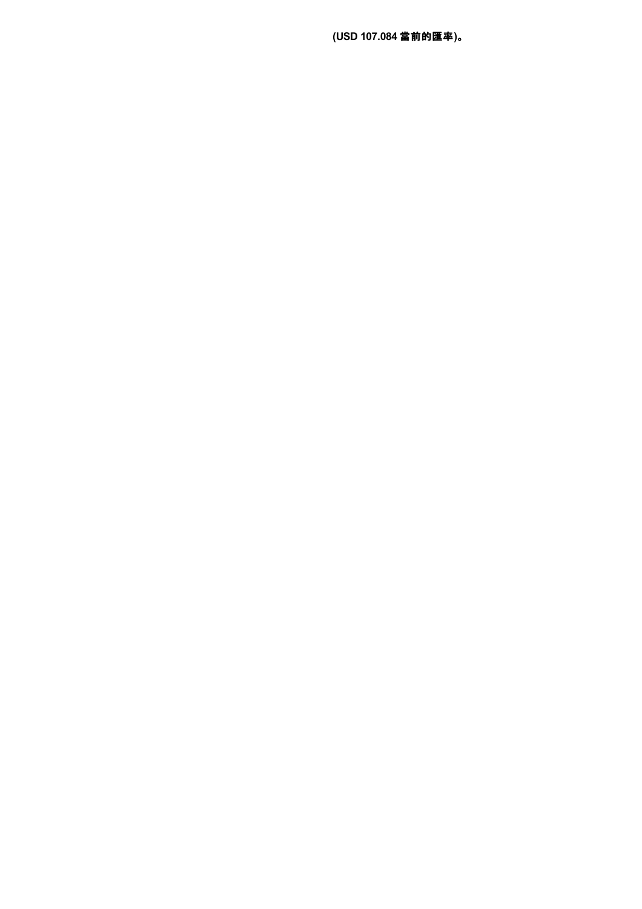**(USD 107.084 當前的匯率)。**